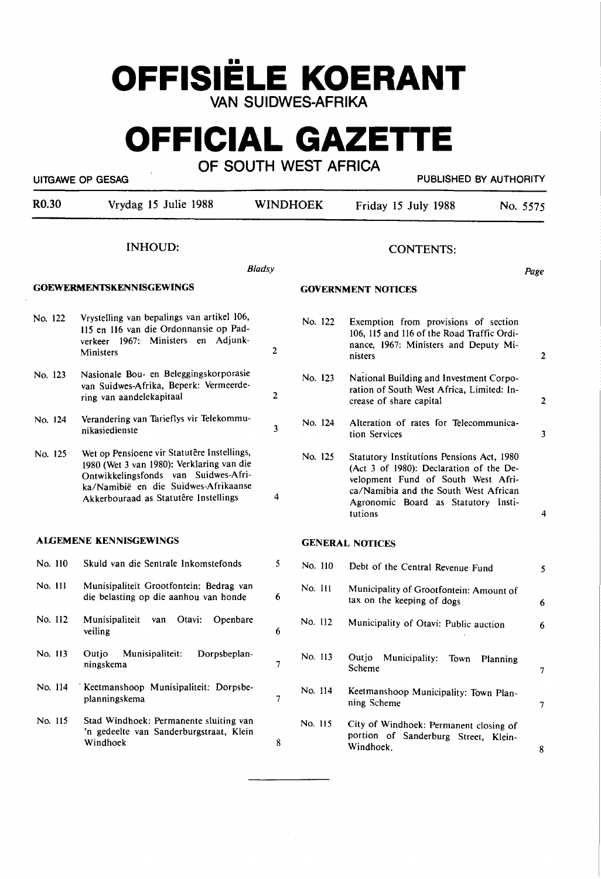# OFFISIËLE KOERANT
## VAN SUIDWES-AFRIKA

# OFFICIAL GAZETTE
## OF SOUTH WEST AFRICA

UITGAWE OP GESAG — PUBLISHED BY AUTHORITY

| R0.30 | Vrydag 15 Julie 1988 | WINDHOEK | Friday 15 July 1988 | No. 5575 |
|---|---|---|---|---|

## INHOUD:

**GOEWERMENTSKENNISGEWINGS**

| | | Bladsy |
|---|---|---|
| No. 122 | Vrystelling van bepalings van artikel 106, 115 en 116 van die Ordonnansie op Padverkeer 1967: Ministers en Adjunk-Ministers | 2 |
| No. 123 | Nasionale Bou- en Beleggingskorporasie van Suidwes-Afrika, Beperk: Vermeerdering van aandelekapitaal | 2 |
| No. 124 | Verandering van Tarieflys vir Telekommunikasiedienste | 3 |
| No. 125 | Wet op Pensioene vir Statutêre Instellings, 1980 (Wet 3 van 1980): Verklaring van die Ontwikkelingsfonds van Suidwes-Afrika/Namibië en die Suidwes-Afrikaanse Akkerbouraad as Statutêre Instellings | 4 |

**ALGEMENE KENNISGEWINGS**

| | | |
|---|---|---|
| No. 110 | Skuld van die Sentrale Inkomstefonds | 5 |
| No. 111 | Munisipaliteit Grootfontein: Bedrag van die belasting op die aanhou van honde | 6 |
| No. 112 | Munisipaliteit van Otavi: Openbare veiling | 6 |
| No. 113 | Outjo Munisipaliteit: Dorpsbeplanningskema | 7 |
| No. 114 | Keetmanshoop Munisipaliteit: Dorpsbeplanningskema | 7 |
| No. 115 | Stad Windhoek: Permanente sluiting van 'n gedeelte van Sanderburgstraat, Klein Windhoek | 8 |

## CONTENTS:

**GOVERNMENT NOTICES**

| | | Page |
|---|---|---|
| No. 122 | Exemption from provisions of section 106, 115 and 116 of the Road Traffic Ordinance, 1967: Ministers and Deputy Ministers | 2 |
| No. 123 | National Building and Investment Corporation of South West Africa, Limited: Increase of share capital | 2 |
| No. 124 | Alteration of rates for Telecommunication Services | 3 |
| No. 125 | Statutory Institutions Pensions Act, 1980 (Act 3 of 1980): Declaration of the Development Fund of South West Africa/Namibia and the South West African Agronomic Board as Statutory Institutions | 4 |

**GENERAL NOTICES**

| | | |
|---|---|---|
| No. 110 | Debt of the Central Revenue Fund | 5 |
| No. 111 | Municipality of Grootfontein: Amount of tax on the keeping of dogs | 6 |
| No. 112 | Municipality of Otavi: Public auction | 6 |
| No. 113 | Outjo Municipality: Town Planning Scheme | 7 |
| No. 114 | Keetmanshoop Municipality: Town Planning Scheme | 7 |
| No. 115 | City of Windhoek: Permanent closing of portion of Sanderburg Street, Klein-Windhoek. | 8 |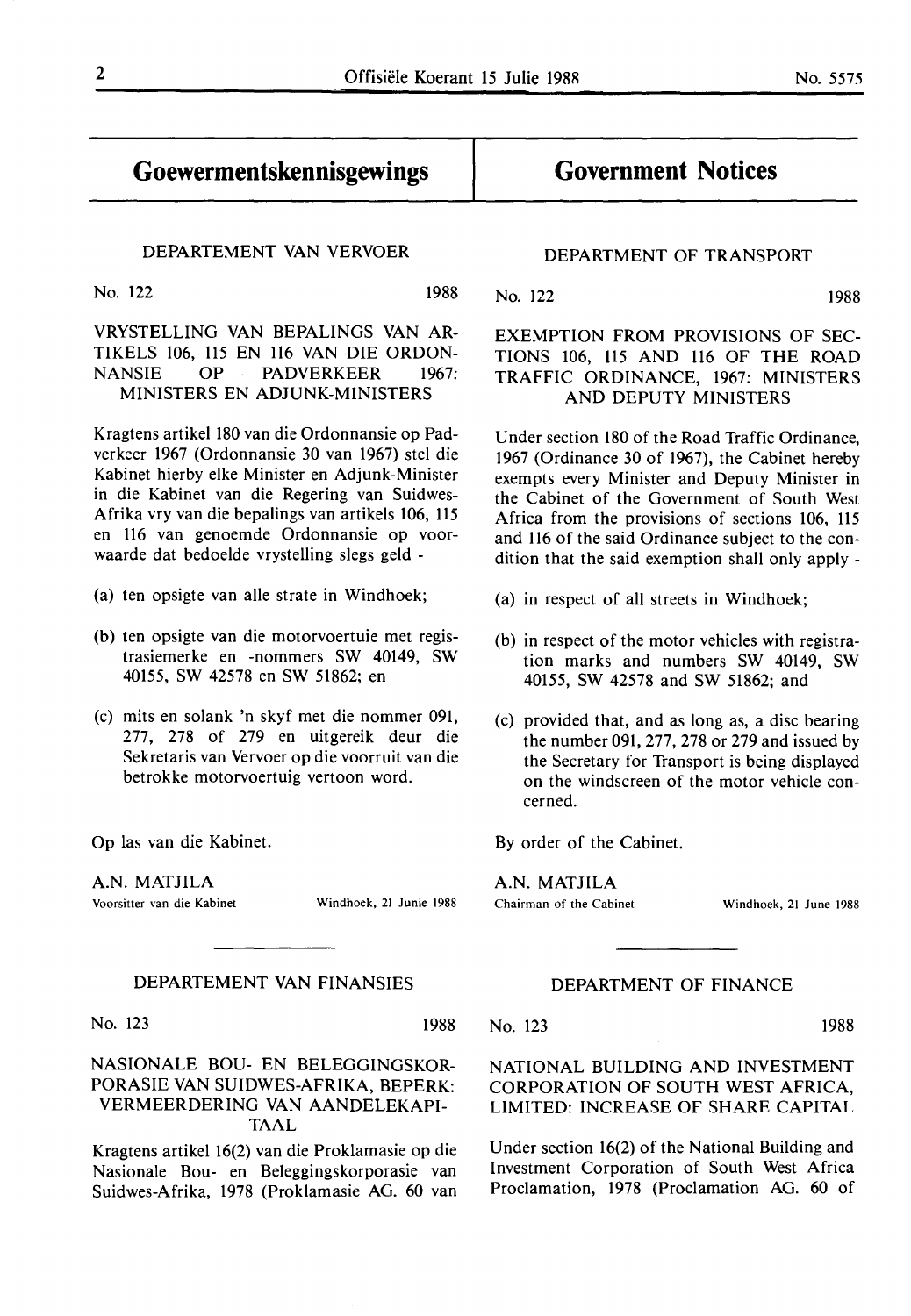# Goewermentskennisgewings

## DEPARTEMENT VAN VERVOER

No. 122 1988

### VRYSTELLING VAN BEPALINGS VAN ARTIKELS 106, 115 EN 116 VAN DIE ORDONNANSIE OP PADVERKEER 1967: MINISTERS EN ADJUNK-MINISTERS

Kragtens artikel 180 van die Ordonnansie op Padverkeer 1967 (Ordonnansie 30 van 1967) stel die Kabinet hierby elke Minister en Adjunk-Minister in die Kabinet van die Regering van Suidwes-Afrika vry van die bepalings van artikels 106, 115 en 116 van genoemde Ordonnansie op voorwaarde dat bedoelde vrystelling slegs geld -

(a) ten opsigte van alle strate in Windhoek;

(b) ten opsigte van die motorvoertuie met registrasiemerke en -nommers SW 40149, SW 40155, SW 42578 en SW 51862; en

(c) mits en solank 'n skyf met die nommer 091, 277, 278 of 279 en uitgereik deur die Sekretaris van Vervoer op die voorruit van die betrokke motorvoertuig vertoon word.

Op las van die Kabinet.

A.N. MATJILA
Voorsitter van die Kabinet — Windhoek, 21 Junie 1988

## DEPARTEMENT VAN FINANSIES

No. 123 1988

### NASIONALE BOU- EN BELEGGINGSKORPORASIE VAN SUIDWES-AFRIKA, BEPERK: VERMEERDERING VAN AANDELEKAPITAAL

Kragtens artikel 16(2) van die Proklamasie op die Nasionale Bou- en Beleggingskorporasie van Suidwes-Afrika, 1978 (Proklamasie AG. 60 van

# Government Notices

## DEPARTMENT OF TRANSPORT

No. 122 1988

### EXEMPTION FROM PROVISIONS OF SECTIONS 106, 115 AND 116 OF THE ROAD TRAFFIC ORDINANCE, 1967: MINISTERS AND DEPUTY MINISTERS

Under section 180 of the Road Traffic Ordinance, 1967 (Ordinance 30 of 1967), the Cabinet hereby exempts every Minister and Deputy Minister in the Cabinet of the Government of South West Africa from the provisions of sections 106, 115 and 116 of the said Ordinance subject to the condition that the said exemption shall only apply -

(a) in respect of all streets in Windhoek;

(b) in respect of the motor vehicles with registration marks and numbers SW 40149, SW 40155, SW 42578 and SW 51862; and

(c) provided that, and as long as, a disc bearing the number 091, 277, 278 or 279 and issued by the Secretary for Transport is being displayed on the windscreen of the motor vehicle concerned.

By order of the Cabinet.

A.N. MATJILA
Chairman of the Cabinet — Windhoek, 21 June 1988

## DEPARTMENT OF FINANCE

No. 123 1988

### NATIONAL BUILDING AND INVESTMENT CORPORATION OF SOUTH WEST AFRICA, LIMITED: INCREASE OF SHARE CAPITAL

Under section 16(2) of the National Building and Investment Corporation of South West Africa Proclamation, 1978 (Proclamation AG. 60 of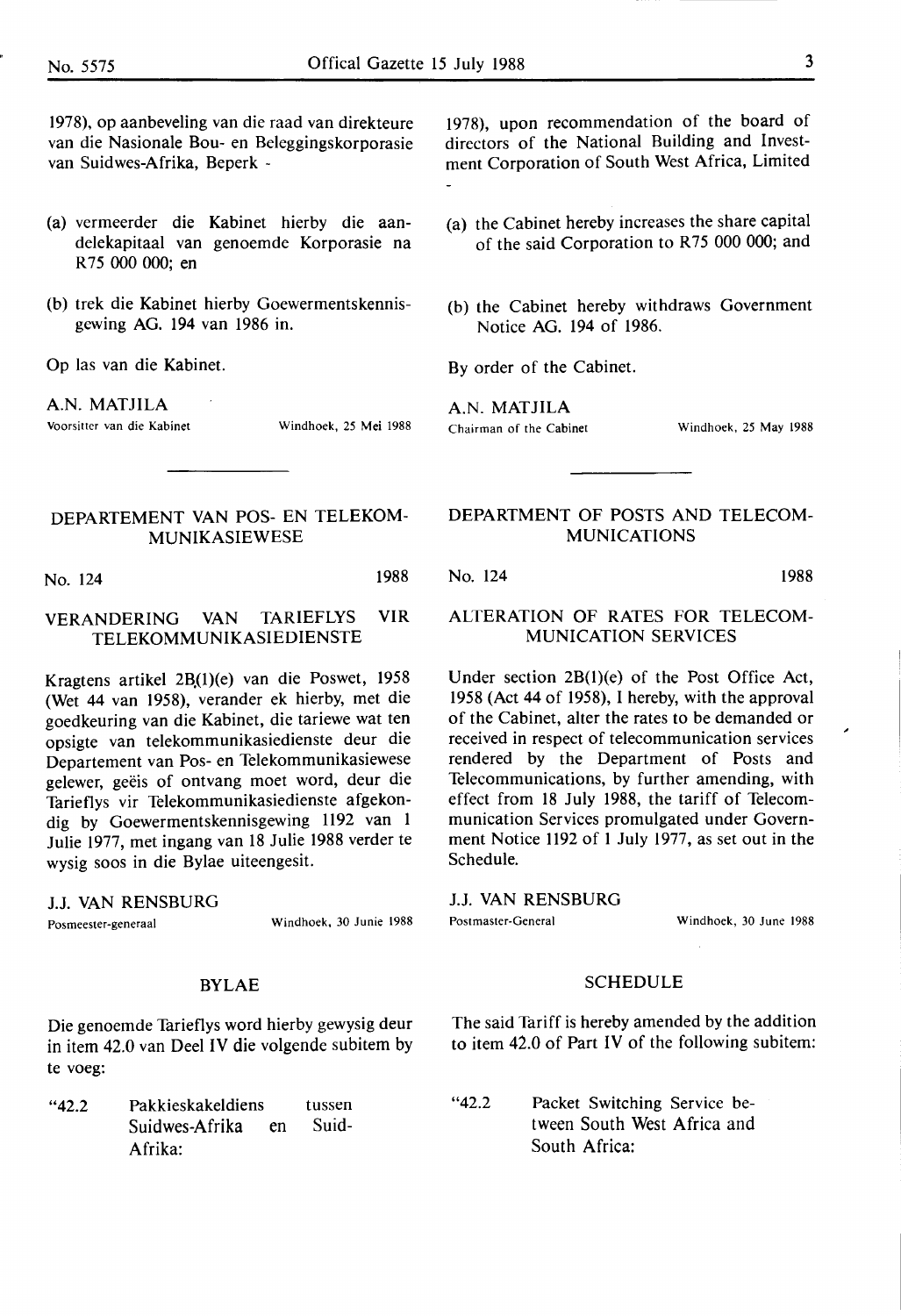1978), op aanbeveling van die raad van direkteure van die Nasionale Bou- en Beleggingskorporasie van Suidwes-Afrika, Beperk -

(a) vermeerder die Kabinet hierby die aandelekapitaal van genoemde Korporasie na R75 000 000; en

(b) trek die Kabinet hierby Goewermentskennisgewing AG. 194 van 1986 in.

Op las van die Kabinet.

A.N. MATJILA
Voorsitter van die Kabinet — Windhoek, 25 Mei 1988

1978), upon recommendation of the board of directors of the National Building and Investment Corporation of South West Africa, Limited -

(a) the Cabinet hereby increases the share capital of the said Corporation to R75 000 000; and

(b) the Cabinet hereby withdraws Government Notice AG. 194 of 1986.

By order of the Cabinet.

A.N. MATJILA
Chairman of the Cabinet — Windhoek, 25 May 1988

---

## DEPARTEMENT VAN POS- EN TELEKOMMUNIKASIEWESE

No. 124 — 1988

### VERANDERING VAN TARIEFLYS VIR TELEKOMMUNIKASIEDIENSTE

Kragtens artikel 2B(1)(e) van die Poswet, 1958 (Wet 44 van 1958), verander ek hierby, met die goedkeuring van die Kabinet, die tariewe wat ten opsigte van telekommunikasiedienste deur die Departement van Pos- en Telekommunikasiewese gelewer, geëis of ontvang moet word, deur die Tarieflys vir Telekommunikasiedienste afgekondig by Goewermentskennisgewing 1192 van 1 Julie 1977, met ingang van 18 Julie 1988 verder te wysig soos in die Bylae uiteengesit.

J.J. VAN RENSBURG
Posmeester-generaal — Windhoek, 30 Junie 1988

### BYLAE

Die genoemde Tarieflys word hierby gewysig deur in item 42.0 van Deel IV die volgende subitem by te voeg:

"42.2 Pakkieskakeldiens tussen Suidwes-Afrika en Suid-Afrika:

## DEPARTMENT OF POSTS AND TELECOMMUNICATIONS

No. 124 — 1988

### ALTERATION OF RATES FOR TELECOMMUNICATION SERVICES

Under section 2B(1)(e) of the Post Office Act, 1958 (Act 44 of 1958), I hereby, with the approval of the Cabinet, alter the rates to be demanded or received in respect of telecommunication services rendered by the Department of Posts and Telecommunications, by further amending, with effect from 18 July 1988, the tariff of Telecommunication Services promulgated under Government Notice 1192 of 1 July 1977, as set out in the Schedule.

J.J. VAN RENSBURG
Postmaster-General — Windhoek, 30 June 1988

### SCHEDULE

The said Tariff is hereby amended by the addition to item 42.0 of Part IV of the following subitem:

"42.2 Packet Switching Service between South West Africa and South Africa: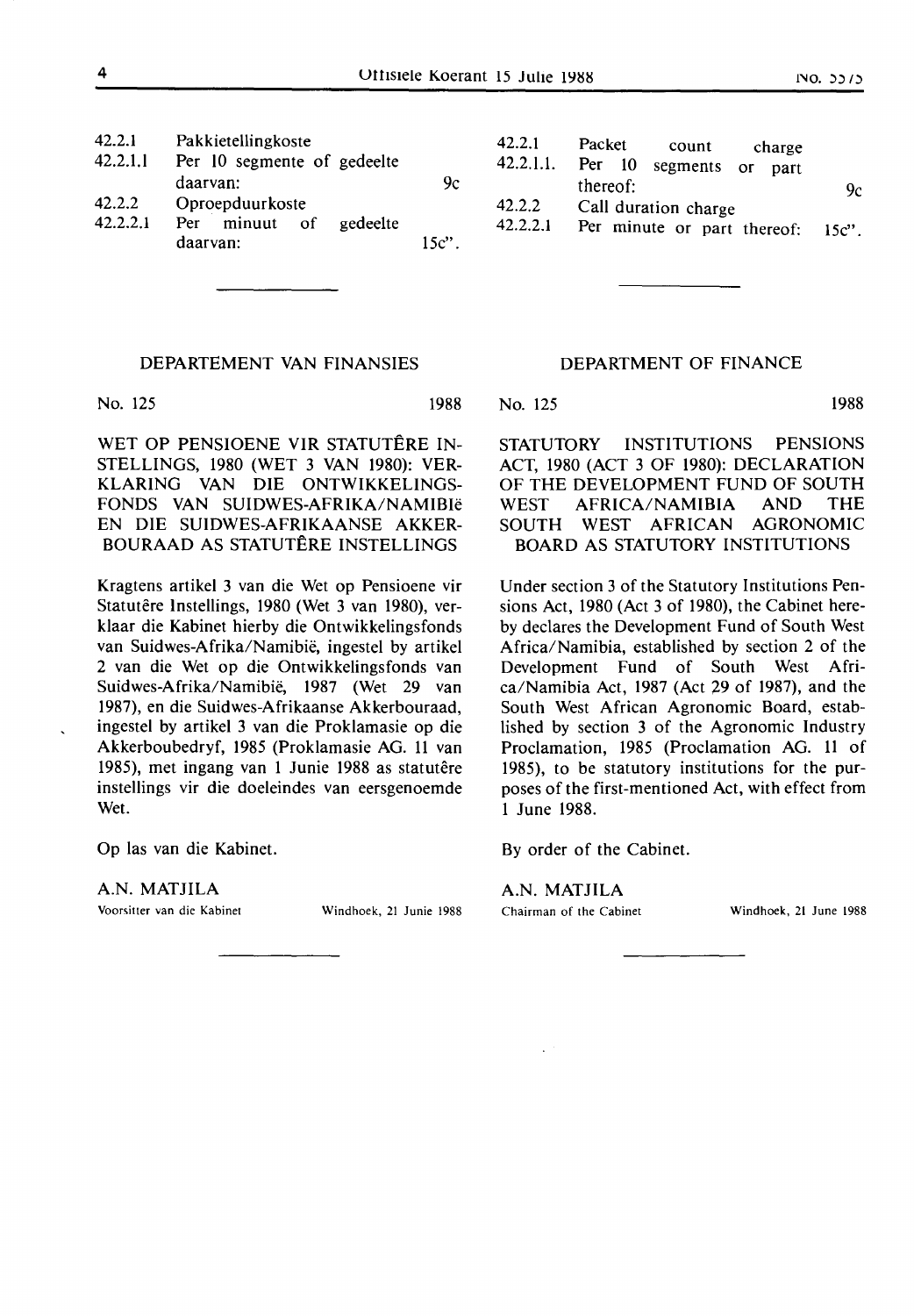| | | |
|---|---|---|
| 42.2.1 | Pakkietellingkoste | |
| 42.2.1.1 | Per 10 segmente of gedeelte daarvan: | 9c |
| 42.2.2 | Oproepduurkoste | |
| 42.2.2.1 | Per minuut of gedeelte daarvan: | 15c". |

| | | |
|---|---|---|
| 42.2.1 | Packet count charge | |
| 42.2.1.1. | Per 10 segments or part thereof: | 9c |
| 42.2.2 | Call duration charge | |
| 42.2.2.1 | Per minute or part thereof: | 15c". |

---

DEPARTEMENT VAN FINANSIES

No. 125 1988

WET OP PENSIOENE VIR STATUTÊRE INSTELLINGS, 1980 (WET 3 VAN 1980): VERKLARING VAN DIE ONTWIKKELINGSFONDS VAN SUIDWES-AFRIKA/NAMIBIë EN DIE SUIDWES-AFRIKAANSE AKKERBOURAAD AS STATUTÊRE INSTELLINGS

Kragtens artikel 3 van die Wet op Pensioene vir Statutêre Instellings, 1980 (Wet 3 van 1980), verklaar die Kabinet hierby die Ontwikkelingsfonds van Suidwes-Afrika/Namibië, ingestel by artikel 2 van die Wet op die Ontwikkelingsfonds van Suidwes-Afrika/Namibië, 1987 (Wet 29 van 1987), en die Suidwes-Afrikaanse Akkerbouraad, ingestel by artikel 3 van die Proklamasie op die Akkerboubedryf, 1985 (Proklamasie AG. 11 van 1985), met ingang van 1 Junie 1988 as statutêre instellings vir die doeleindes van eersgenoemde Wet.

Op las van die Kabinet.

A.N. MATJILA
Voorsitter van die Kabinet — Windhoek, 21 Junie 1988

---

DEPARTMENT OF FINANCE

No. 125 1988

STATUTORY INSTITUTIONS PENSIONS ACT, 1980 (ACT 3 OF 1980): DECLARATION OF THE DEVELOPMENT FUND OF SOUTH WEST AFRICA/NAMIBIA AND THE SOUTH WEST AFRICAN AGRONOMIC BOARD AS STATUTORY INSTITUTIONS

Under section 3 of the Statutory Institutions Pensions Act, 1980 (Act 3 of 1980), the Cabinet hereby declares the Development Fund of South West Africa/Namibia, established by section 2 of the Development Fund of South West Africa/Namibia Act, 1987 (Act 29 of 1987), and the South West African Agronomic Board, established by section 3 of the Agronomic Industry Proclamation, 1985 (Proclamation AG. 11 of 1985), to be statutory institutions for the purposes of the first-mentioned Act, with effect from 1 June 1988.

By order of the Cabinet.

A.N. MATJILA
Chairman of the Cabinet — Windhoek, 21 June 1988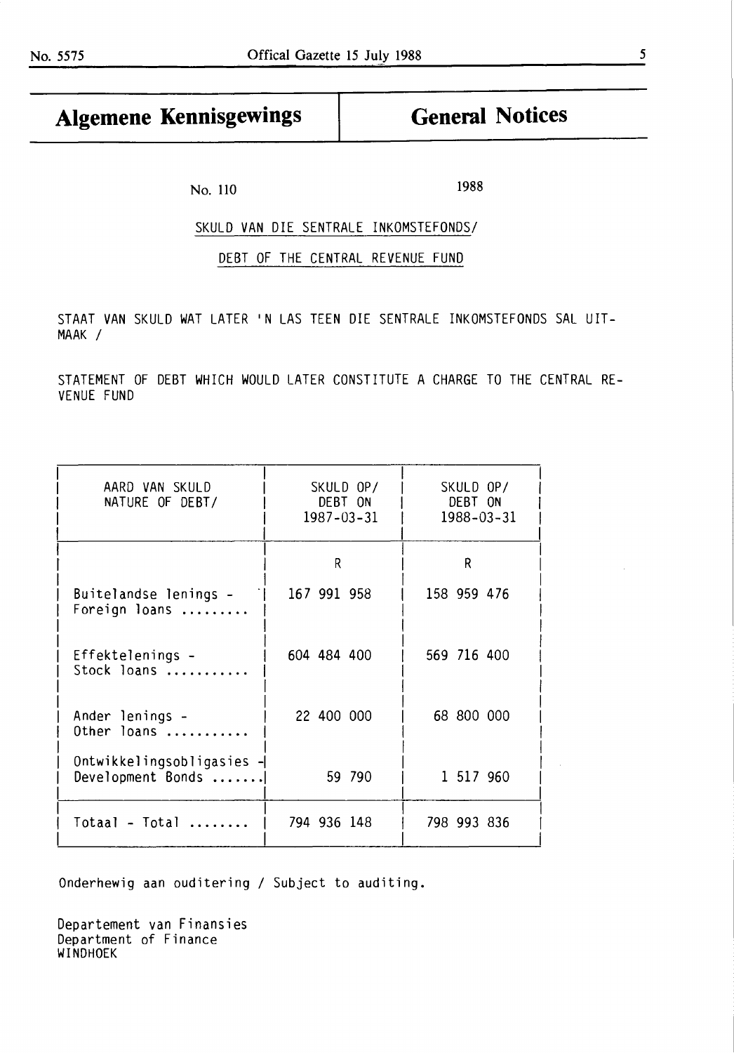| Algemene Kennisgewings | General Notices |
| --- | --- |

No. 110 1988

SKULD VAN DIE SENTRALE INKOMSTEFONDS/

DEBT OF THE CENTRAL REVENUE FUND

STAAT VAN SKULD WAT LATER 'N LAS TEEN DIE SENTRALE INKOMSTEFONDS SAL UITMAAK /

STATEMENT OF DEBT WHICH WOULD LATER CONSTITUTE A CHARGE TO THE CENTRAL REVENUE FUND

| AARD VAN SKULD NATURE OF DEBT/ | SKULD OP/ DEBT ON 1987-03-31 | SKULD OP/ DEBT ON 1988-03-31 |
| --- | --- | --- |
| | R | R |
| Buitelandse lenings - Foreign loans ......... | 167 991 958 | 158 959 476 |
| Effektelenings - Stock loans ........... | 604 484 400 | 569 716 400 |
| Ander lenings - Other loans ........... | 22 400 000 | 68 800 000 |
| Ontwikkelingsobligasies - Development Bonds ....... | 59 790 | 1 517 960 |
| Totaal - Total ........ | 794 936 148 | 798 993 836 |

Onderhewig aan ouditering / Subject to auditing.

Departement van Finansies
Department of Finance
WINDHOEK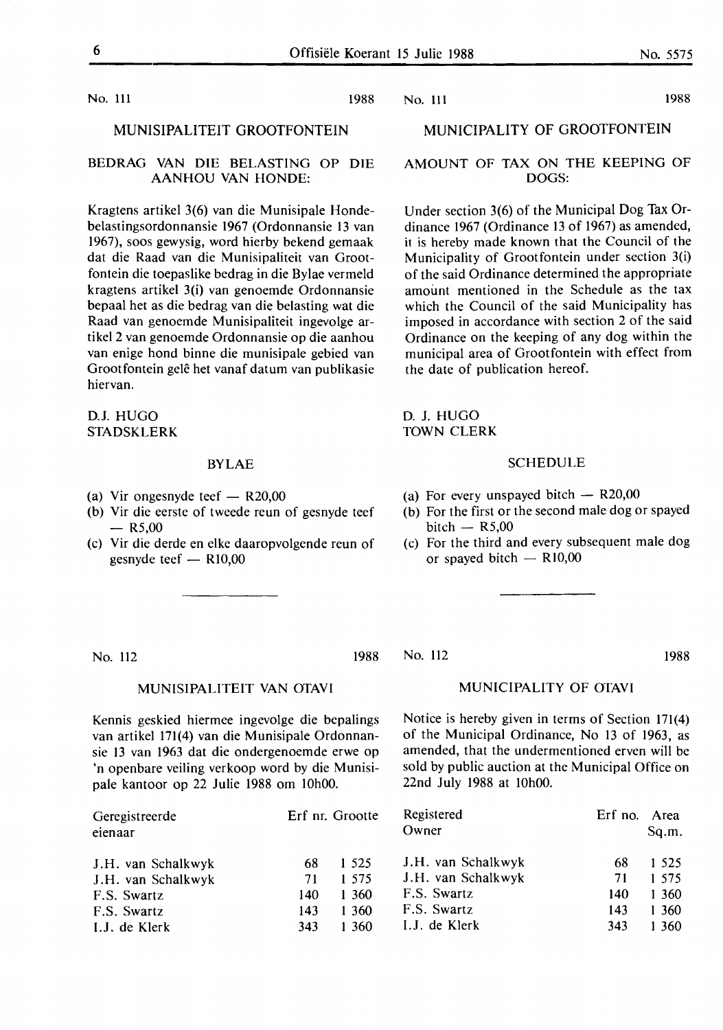No. 111 1988

## MUNISIPALITEIT GROOTFONTEIN

### BEDRAG VAN DIE BELASTING OP DIE AANHOU VAN HONDE:

Kragtens artikel 3(6) van die Munisipale Hondebelastingsordonnansie 1967 (Ordonnansie 13 van 1967), soos gewysig, word hierby bekend gemaak dat die Raad van die Munisipaliteit van Grootfontein die toepaslike bedrag in die Bylae vermeld kragtens artikel 3(i) van genoemde Ordonnansie bepaal het as die bedrag van die belasting wat die Raad van genoemde Munisipaliteit ingevolge artikel 2 van genoemde Ordonnansie op die aanhou van enige hond binne die munisipale gebied van Grootfontein gelê het vanaf datum van publikasie hiervan.

D.J. HUGO
STADSKLERK

### BYLAE

(a) Vir ongesnyde teef — R20,00
(b) Vir die eerste of tweede reun of gesnyde teef — R5,00
(c) Vir die derde en elke daaropvolgende reun of gesnyde teef — R10,00

---

No. 111 1988

## MUNICIPALITY OF GROOTFONTEIN

### AMOUNT OF TAX ON THE KEEPING OF DOGS:

Under section 3(6) of the Municipal Dog Tax Ordinance 1967 (Ordinance 13 of 1967) as amended, it is hereby made known that the Council of the Municipality of Grootfontein under section 3(i) of the said Ordinance determined the appropriate amount mentioned in the Schedule as the tax which the Council of the said Municipality has imposed in accordance with section 2 of the said Ordinance on the keeping of any dog within the municipal area of Grootfontein with effect from the date of publication hereof.

D. J. HUGO
TOWN CLERK

### SCHEDULE

(a) For every unspayed bitch — R20,00
(b) For the first or the second male dog or spayed bitch — R5,00
(c) For the third and every subsequent male dog or spayed bitch — R10,00

---

No. 112 1988

## MUNISIPALITEIT VAN OTAVI

Kennis geskied hiermee ingevolge die bepalings van artikel 171(4) van die Munisipale Ordonnansie 13 van 1963 dat die ondergenoemde erwe op 'n openbare veiling verkoop word by die Munisipale kantoor op 22 Julie 1988 om 10h00.

| Geregistreerde eienaar | Erf nr. | Grootte |
|---|---|---|
| J.H. van Schalkwyk | 68 | 1 525 |
| J.H. van Schalkwyk | 71 | 1 575 |
| F.S. Swartz | 140 | 1 360 |
| F.S. Swartz | 143 | 1 360 |
| I.J. de Klerk | 343 | 1 360 |

---

No. 112 1988

## MUNICIPALITY OF OTAVI

Notice is hereby given in terms of Section 171(4) of the Municipal Ordinance, No 13 of 1963, as amended, that the undermentioned erven will be sold by public auction at the Municipal Office on 22nd July 1988 at 10h00.

| Registered Owner | Erf no. | Area Sq.m. |
|---|---|---|
| J.H. van Schalkwyk | 68 | 1 525 |
| J.H. van Schalkwyk | 71 | 1 575 |
| F.S. Swartz | 140 | 1 360 |
| F.S. Swartz | 143 | 1 360 |
| I.J. de Klerk | 343 | 1 360 |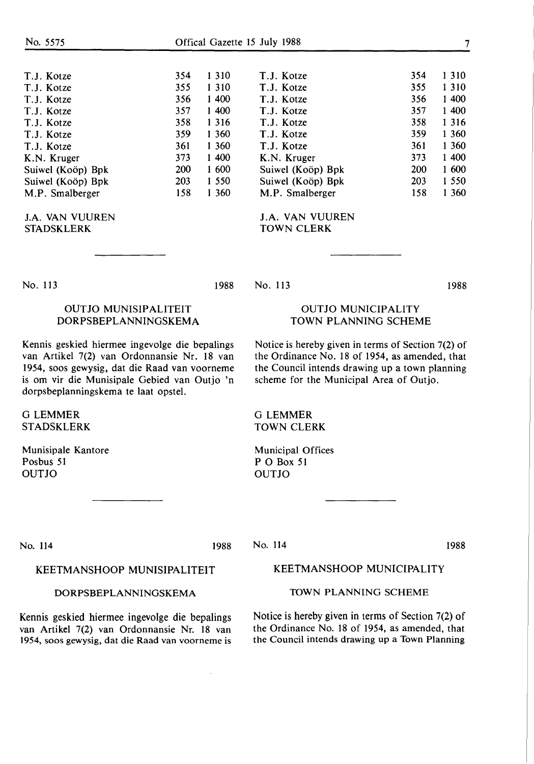| | | |
|---|---|---|
| T.J. Kotze | 354 | 1 310 |
| T.J. Kotze | 355 | 1 310 |
| T.J. Kotze | 356 | 1 400 |
| T.J. Kotze | 357 | 1 400 |
| T.J. Kotze | 358 | 1 316 |
| T.J. Kotze | 359 | 1 360 |
| T.J. Kotze | 361 | 1 360 |
| K.N. Kruger | 373 | 1 400 |
| Suiwel (Koöp) Bpk | 200 | 1 600 |
| Suiwel (Koöp) Bpk | 203 | 1 550 |
| M.P. Smalberger | 158 | 1 360 |

J.A. VAN VUUREN
STADSKLERK

| | | |
|---|---|---|
| T.J. Kotze | 354 | 1 310 |
| T.J. Kotze | 355 | 1 310 |
| T.J. Kotze | 356 | 1 400 |
| T.J. Kotze | 357 | 1 400 |
| T.J. Kotze | 358 | 1 316 |
| T.J. Kotze | 359 | 1 360 |
| T.J. Kotze | 361 | 1 360 |
| K.N. Kruger | 373 | 1 400 |
| Suiwel (Koöp) Bpk | 200 | 1 600 |
| Suiwel (Koöp) Bpk | 203 | 1 550 |
| M.P. Smalberger | 158 | 1 360 |

J.A. VAN VUUREN
TOWN CLERK

---

No. 113 1988

## OUTJO MUNISIPALITEIT DORPSBEPLANNINGSKEMA

Kennis geskied hiermee ingevolge die bepalings van Artikel 7(2) van Ordonnansie Nr. 18 van 1954, soos gewysig, dat die Raad van voorneme is om vir die Munisipale Gebied van Outjo 'n dorpsbeplanningskema te laat opstel.

G LEMMER
STADSKLERK

Munisipale Kantore
Posbus 51
OUTJO

No. 113 1988

## OUTJO MUNICIPALITY TOWN PLANNING SCHEME

Notice is hereby given in terms of Section 7(2) of the Ordinance No. 18 of 1954, as amended, that the Council intends drawing up a town planning scheme for the Municipal Area of Outjo.

G LEMMER
TOWN CLERK

Municipal Offices
P O Box 51
OUTJO

---

No. 114 1988

## KEETMANSHOOP MUNISIPALITEIT

## DORPSBEPLANNINGSKEMA

Kennis geskied hiermee ingevolge die bepalings van Artikel 7(2) van Ordonnansie Nr. 18 van 1954, soos gewysig, dat die Raad van voorneme is

No. 114 1988

## KEETMANSHOOP MUNICIPALITY

## TOWN PLANNING SCHEME

Notice is hereby given in terms of Section 7(2) of the Ordinance No. 18 of 1954, as amended, that the Council intends drawing up a Town Planning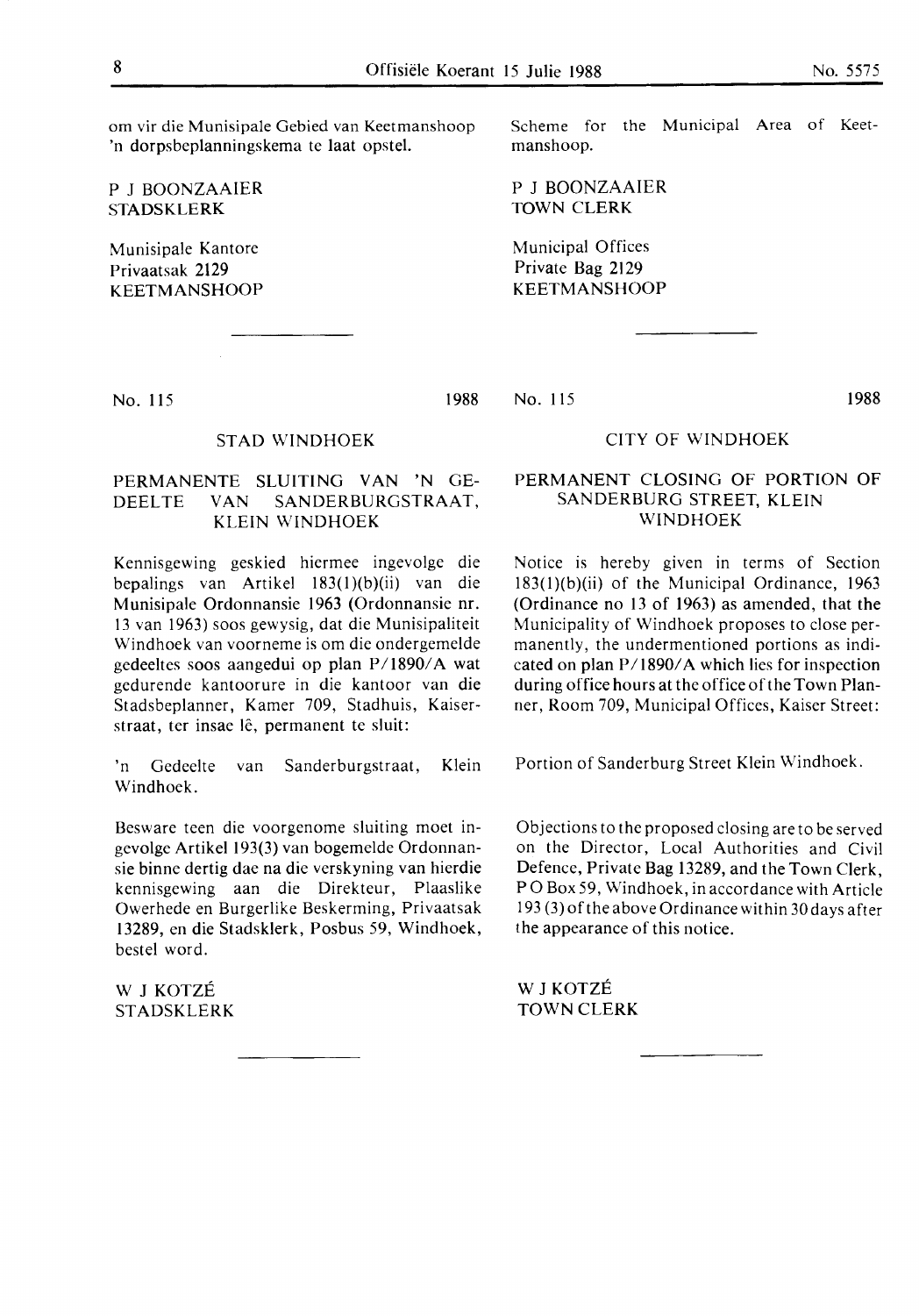om vir die Munisipale Gebied van Keetmanshoop 'n dorpsbeplanningskema te laat opstel.

P J BOONZAAIER
STADSKLERK

Munisipale Kantore
Privaatsak 2129
KEETMANSHOOP

Scheme for the Municipal Area of Keetmanshoop.

P J BOONZAAIER
TOWN CLERK

Municipal Offices
Private Bag 2129
KEETMANSHOOP

---

No. 115 1988

## STAD WINDHOEK

### PERMANENTE SLUITING VAN 'N GEDEELTE VAN SANDERBURGSTRAAT, KLEIN WINDHOEK

Kennisgewing geskied hiermee ingevolge die bepalings van Artikel 183(1)(b)(ii) van die Munisipale Ordonnansie 1963 (Ordonnansie nr. 13 van 1963) soos gewysig, dat die Munisipaliteit Windhoek van voorneme is om die ondergemelde gedeeltes soos aangedui op plan P/1890/A wat gedurende kantoorure in die kantoor van die Stadsbeplanner, Kamer 709, Stadhuis, Kaiserstraat, ter insae lê, permanent te sluit:

'n Gedeelte van Sanderburgstraat, Klein Windhoek.

Besware teen die voorgenome sluiting moet ingevolge Artikel 193(3) van bogemelde Ordonnansie binne dertig dae na die verskyning van hierdie kennisgewing aan die Direkteur, Plaaslike Owerhede en Burgerlike Beskerming, Privaatsak 13289, en die Stadsklerk, Posbus 59, Windhoek, bestel word.

W J KOTZÉ
STADSKLERK

No. 115 1988

## CITY OF WINDHOEK

### PERMANENT CLOSING OF PORTION OF SANDERBURG STREET, KLEIN WINDHOEK

Notice is hereby given in terms of Section 183(1)(b)(ii) of the Municipal Ordinance, 1963 (Ordinance no 13 of 1963) as amended, that the Municipality of Windhoek proposes to close permanently, the undermentioned portions as indicated on plan P/1890/A which lies for inspection during office hours at the office of the Town Planner, Room 709, Municipal Offices, Kaiser Street:

Portion of Sanderburg Street Klein Windhoek.

Objections to the proposed closing are to be served on the Director, Local Authorities and Civil Defence, Private Bag 13289, and the Town Clerk, P O Box 59, Windhoek, in accordance with Article 193 (3) of the above Ordinance within 30 days after the appearance of this notice.

W J KOTZÉ
TOWN CLERK